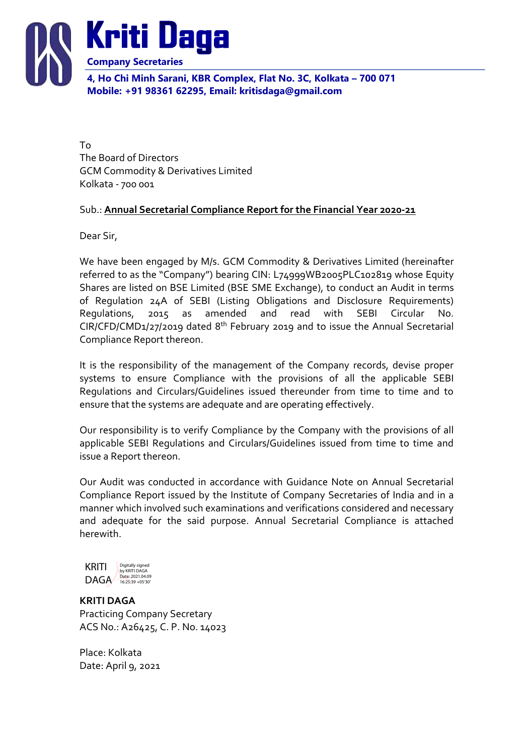# Kriti Daga

**Company Secretaries**

**4, Ho Chi Minh Sarani, KBR Complex, Flat No. 3C, Kolkata – 700 071**
**Mobile: +91 98361 62295, Email: kritisdaga@gmail.com**

To
The Board of Directors
GCM Commodity & Derivatives Limited
Kolkata - 700 001

Sub.: **Annual Secretarial Compliance Report for the Financial Year 2020-21**

Dear Sir,

We have been engaged by M/s. GCM Commodity & Derivatives Limited (hereinafter referred to as the "Company") bearing CIN: L74999WB2005PLC102819 whose Equity Shares are listed on BSE Limited (BSE SME Exchange), to conduct an Audit in terms of Regulation 24A of SEBI (Listing Obligations and Disclosure Requirements) Regulations, 2015 as amended and read with SEBI Circular No. CIR/CFD/CMD1/27/2019 dated 8th February 2019 and to issue the Annual Secretarial Compliance Report thereon.

It is the responsibility of the management of the Company records, devise proper systems to ensure Compliance with the provisions of all the applicable SEBI Regulations and Circulars/Guidelines issued thereunder from time to time and to ensure that the systems are adequate and are operating effectively.

Our responsibility is to verify Compliance by the Company with the provisions of all applicable SEBI Regulations and Circulars/Guidelines issued from time to time and issue a Report thereon.

Our Audit was conducted in accordance with Guidance Note on Annual Secretarial Compliance Report issued by the Institute of Company Secretaries of India and in a manner which involved such examinations and verifications considered and necessary and adequate for the said purpose. Annual Secretarial Compliance is attached herewith.

KRITI DAGA
Digitally signed by KRITI DAGA
Date: 2021.04.09 16:25:39 +05'30'

**KRITI DAGA**
Practicing Company Secretary
ACS No.: A26425, C. P. No. 14023

Place: Kolkata
Date: April 9, 2021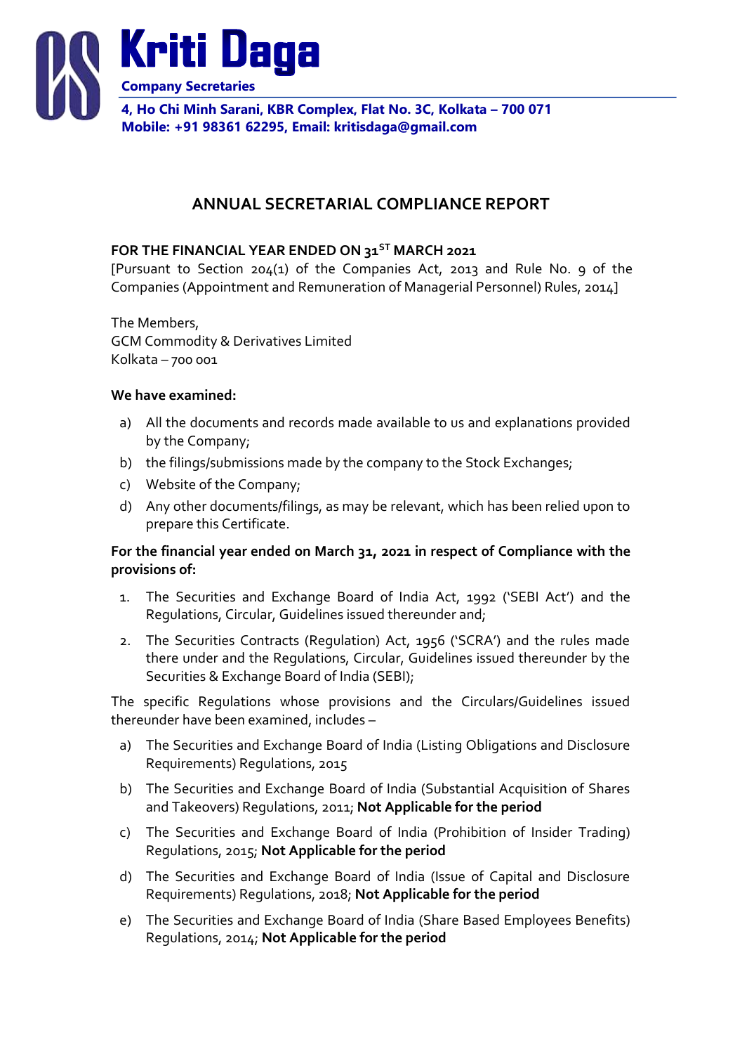# Kriti Daga

**Company Secretaries**

**4, Ho Chi Minh Sarani, KBR Complex, Flat No. 3C, Kolkata – 700 071**
**Mobile: +91 98361 62295, Email: kritisdaga@gmail.com**

## ANNUAL SECRETARIAL COMPLIANCE REPORT

**FOR THE FINANCIAL YEAR ENDED ON 31ST MARCH 2021**
[Pursuant to Section 204(1) of the Companies Act, 2013 and Rule No. 9 of the Companies (Appointment and Remuneration of Managerial Personnel) Rules, 2014]

The Members,
GCM Commodity & Derivatives Limited
Kolkata – 700 001

**We have examined:**

a) All the documents and records made available to us and explanations provided by the Company;

b) the filings/submissions made by the company to the Stock Exchanges;

c) Website of the Company;

d) Any other documents/filings, as may be relevant, which has been relied upon to prepare this Certificate.

**For the financial year ended on March 31, 2021 in respect of Compliance with the provisions of:**

1. The Securities and Exchange Board of India Act, 1992 ('SEBI Act') and the Regulations, Circular, Guidelines issued thereunder and;

2. The Securities Contracts (Regulation) Act, 1956 ('SCRA') and the rules made there under and the Regulations, Circular, Guidelines issued thereunder by the Securities & Exchange Board of India (SEBI);

The specific Regulations whose provisions and the Circulars/Guidelines issued thereunder have been examined, includes –

a) The Securities and Exchange Board of India (Listing Obligations and Disclosure Requirements) Regulations, 2015

b) The Securities and Exchange Board of India (Substantial Acquisition of Shares and Takeovers) Regulations, 2011; **Not Applicable for the period**

c) The Securities and Exchange Board of India (Prohibition of Insider Trading) Regulations, 2015; **Not Applicable for the period**

d) The Securities and Exchange Board of India (Issue of Capital and Disclosure Requirements) Regulations, 2018; **Not Applicable for the period**

e) The Securities and Exchange Board of India (Share Based Employees Benefits) Regulations, 2014; **Not Applicable for the period**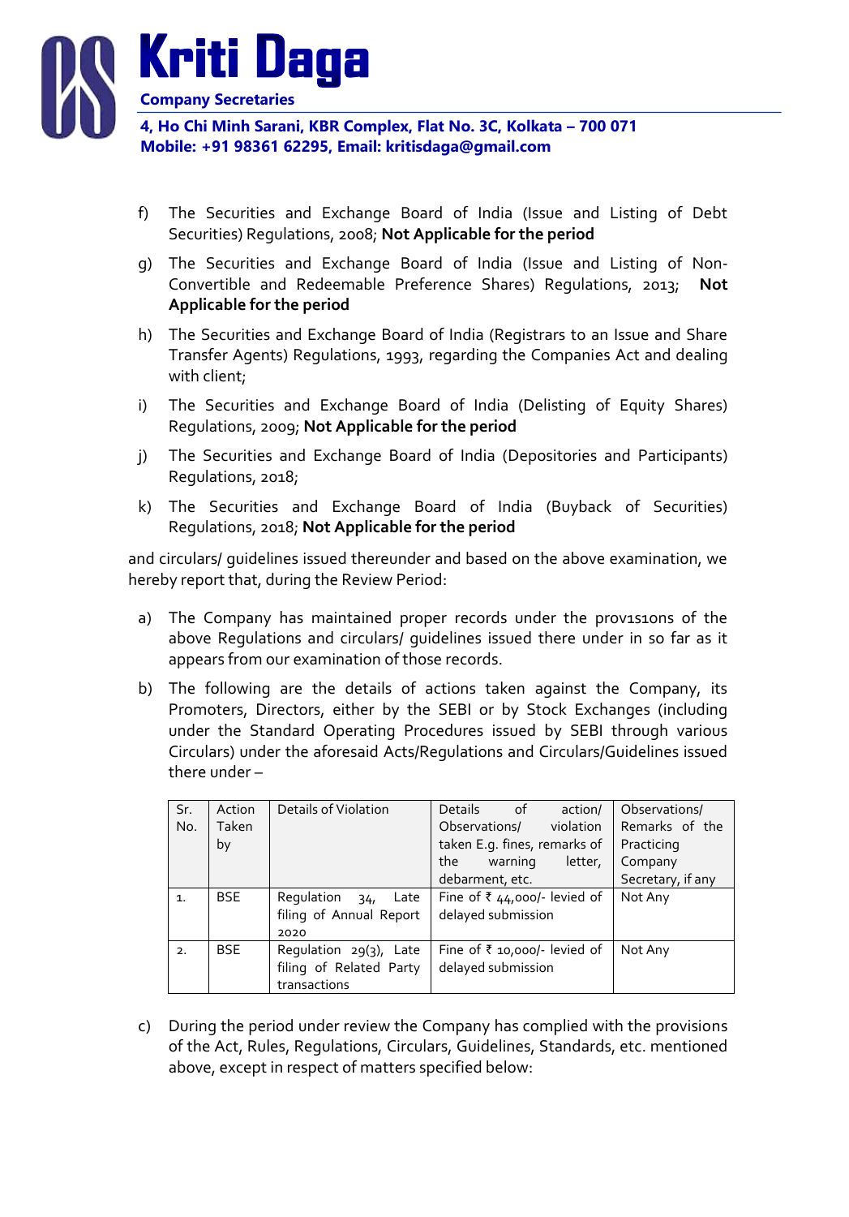f) The Securities and Exchange Board of India (Issue and Listing of Debt Securities) Regulations, 2008; **Not Applicable for the period**

g) The Securities and Exchange Board of India (Issue and Listing of Non-Convertible and Redeemable Preference Shares) Regulations, 2013; **Not Applicable for the period**

h) The Securities and Exchange Board of India (Registrars to an Issue and Share Transfer Agents) Regulations, 1993, regarding the Companies Act and dealing with client;

i) The Securities and Exchange Board of India (Delisting of Equity Shares) Regulations, 2009; **Not Applicable for the period**

j) The Securities and Exchange Board of India (Depositories and Participants) Regulations, 2018;

k) The Securities and Exchange Board of India (Buyback of Securities) Regulations, 2018; **Not Applicable for the period**

and circulars/ guidelines issued thereunder and based on the above examination, we hereby report that, during the Review Period:

a) The Company has maintained proper records under the provisions of the above Regulations and circulars/ guidelines issued there under in so far as it appears from our examination of those records.

b) The following are the details of actions taken against the Company, its Promoters, Directors, either by the SEBI or by Stock Exchanges (including under the Standard Operating Procedures issued by SEBI through various Circulars) under the aforesaid Acts/Regulations and Circulars/Guidelines issued there under –

| Sr. No. | Action Taken by | Details of Violation | Details of action/ Observations/ violation taken E.g. fines, remarks of the warning letter, debarment, etc. | Observations/ Remarks of the Practicing Company Secretary, if any |
|---|---|---|---|---|
| 1. | BSE | Regulation 34, Late filing of Annual Report 2020 | Fine of ₹ 44,000/- levied of delayed submission | Not Any |
| 2. | BSE | Regulation 29(3), Late filing of Related Party transactions | Fine of ₹ 10,000/- levied of delayed submission | Not Any |

c) During the period under review the Company has complied with the provisions of the Act, Rules, Regulations, Circulars, Guidelines, Standards, etc. mentioned above, except in respect of matters specified below: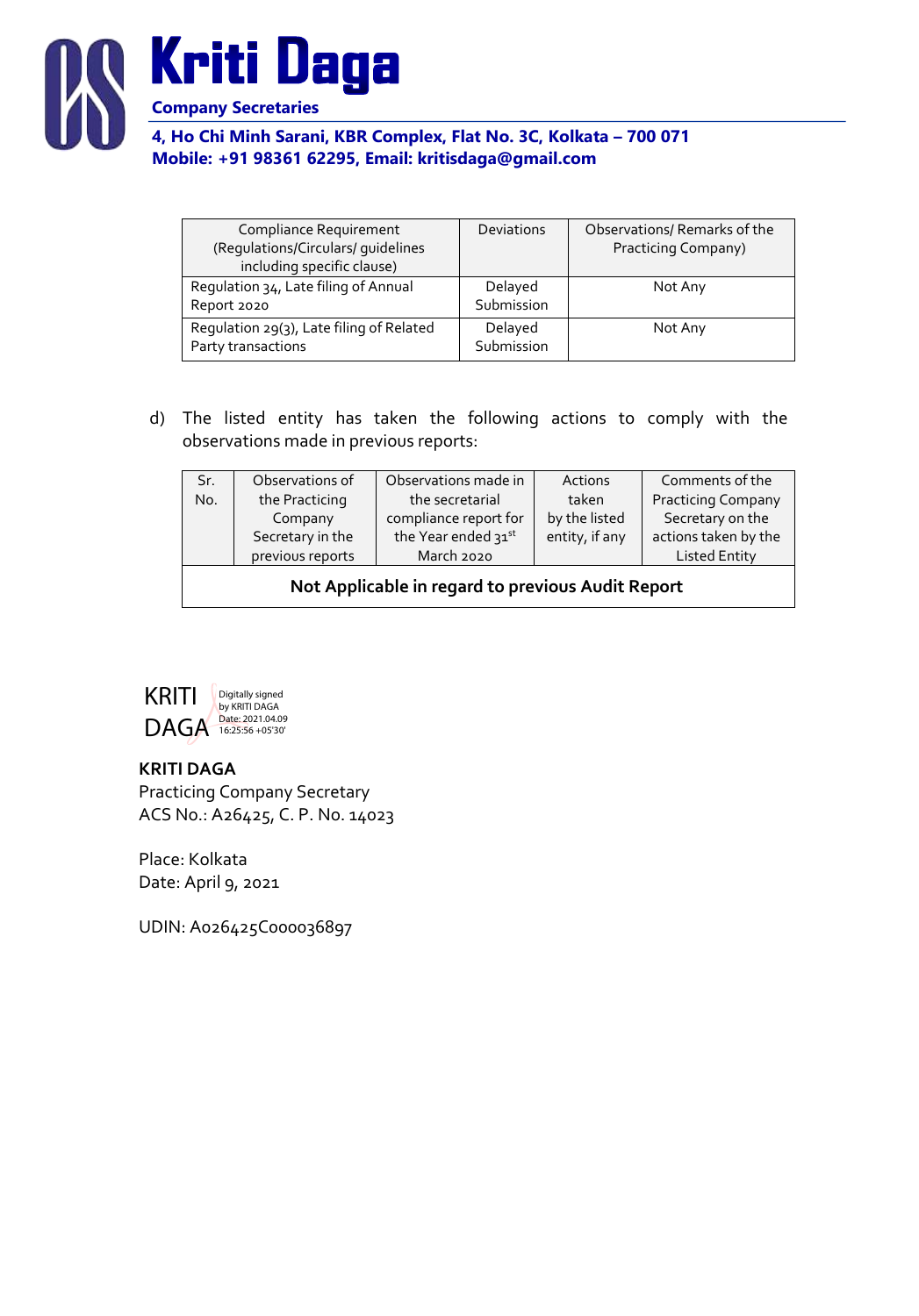# Kriti Daga

**Company Secretaries**

**4, Ho Chi Minh Sarani, KBR Complex, Flat No. 3C, Kolkata – 700 071**
**Mobile: +91 98361 62295, Email: kritisdaga@gmail.com**

| Compliance Requirement (Regulations/Circulars/ guidelines including specific clause) | Deviations | Observations/ Remarks of the Practicing Company) |
|---|---|---|
| Regulation 34, Late filing of Annual Report 2020 | Delayed Submission | Not Any |
| Regulation 29(3), Late filing of Related Party transactions | Delayed Submission | Not Any |

d) The listed entity has taken the following actions to comply with the observations made in previous reports:

| Sr. No. | Observations of the Practicing Company Secretary in the previous reports | Observations made in the secretarial compliance report for the Year ended 31st March 2020 | Actions taken by the listed entity, if any | Comments of the Practicing Company Secretary on the actions taken by the Listed Entity |
|---|---|---|---|---|
| **Not Applicable in regard to previous Audit Report** | | | | |

KRITI DAGA
Digitally signed by KRITI DAGA
Date: 2021.04.09 16:25:56 +05'30'

**KRITI DAGA**
Practicing Company Secretary
ACS No.: A26425, C. P. No. 14023

Place: Kolkata
Date: April 9, 2021

UDIN: A026425C000036897